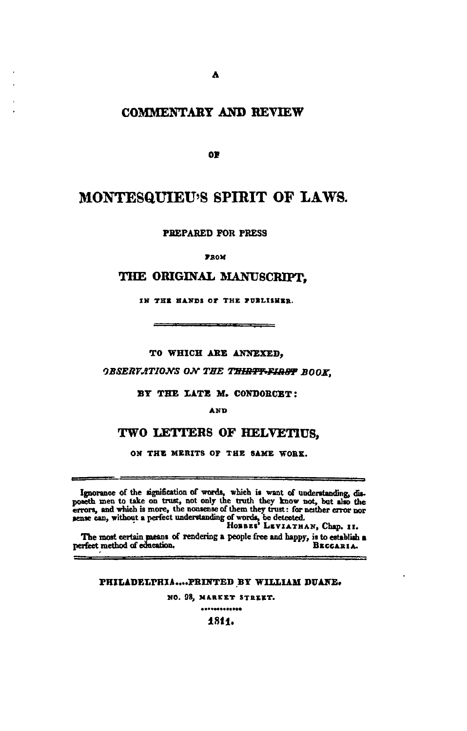A

# COMMENTARY AND REVIEW

OF

# MONTESQUIEU'S SPIRIT OF LAWS.

PREPARED FOR PRESS

FROM

## THE ORIGINAL MANUSCRIPT,

IN THE HANDS OF THE PUBLISHER.

---

TO WHICH ARE ANNEXED,

*OBSERVATIONS ON THE ~~THIRTY-FIRST~~ BOOK,*

BY THE LATE M. CONDORCET:

AND

## TWO LETTERS OF HELVETIUS,

ON THE MERITS OF THE SAME WORK.

---

Ignorance of the signification of words, which is want of understanding, disposeth men to take on trust, not only the truth they know not, but also the errors, and which is more, the nonsense of them they trust: for neither error nor sense can, without a perfect understanding of words, be detected.

HOBBES' LEVIATHAN, Chap. II.

The most certain means of rendering a people free and happy, is to establish a perfect method of education.

BECCARIA.

---

PHILADELPHIA....PRINTED BY WILLIAM DUANE.

NO. 98, MARKET STREET.

1811.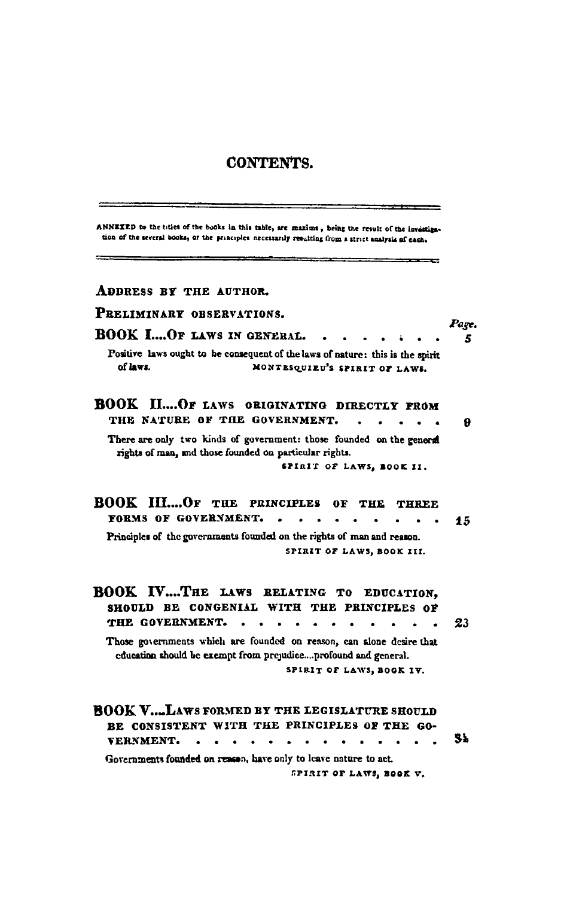# CONTENTS.

ANNEXED to the titles of the books in this table, are maxims, being the result of the investigation of the several books, or the principles necessarily resulting from a strict analysis of each.

ADDRESS BY THE AUTHOR.

PRELIMINARY OBSERVATIONS.

*Page.*

**BOOK I....OF LAWS IN GENERAL.** . . . . . . . . 5

Positive laws ought to be consequent of the laws of nature: this is the spirit of laws. MONTESQUIEU'S SPIRIT OF LAWS.

**BOOK II....OF LAWS ORIGINATING DIRECTLY FROM THE NATURE OF THE GOVERNMENT.** . . . . . . 9

There are only two kinds of government: those founded on the general rights of man, and those founded on particular rights.
SPIRIT OF LAWS, BOOK II.

**BOOK III....OF THE PRINCIPLES OF THE THREE FORMS OF GOVERNMENT.** . . . . . . . . . . 15

Principles of the governments founded on the rights of man and reason.
SPIRIT OF LAWS, BOOK III.

**BOOK IV....THE LAWS RELATING TO EDUCATION, SHOULD BE CONGENIAL WITH THE PRINCIPLES OF THE GOVERNMENT.** . . . . . . . . . . . 23

Those governments which are founded on reason, can alone desire that education should be exempt from prejudice....profound and general.
SPIRIT OF LAWS, BOOK IV.

**BOOK V....LAWS FORMED BY THE LEGISLATURE SHOULD BE CONSISTENT WITH THE PRINCIPLES OF THE GOVERNMENT.** . . . . . . . . . . . . . . 34

Governments founded on reason, have only to leave nature to act.
SPIRIT OF LAWS, BOOK V.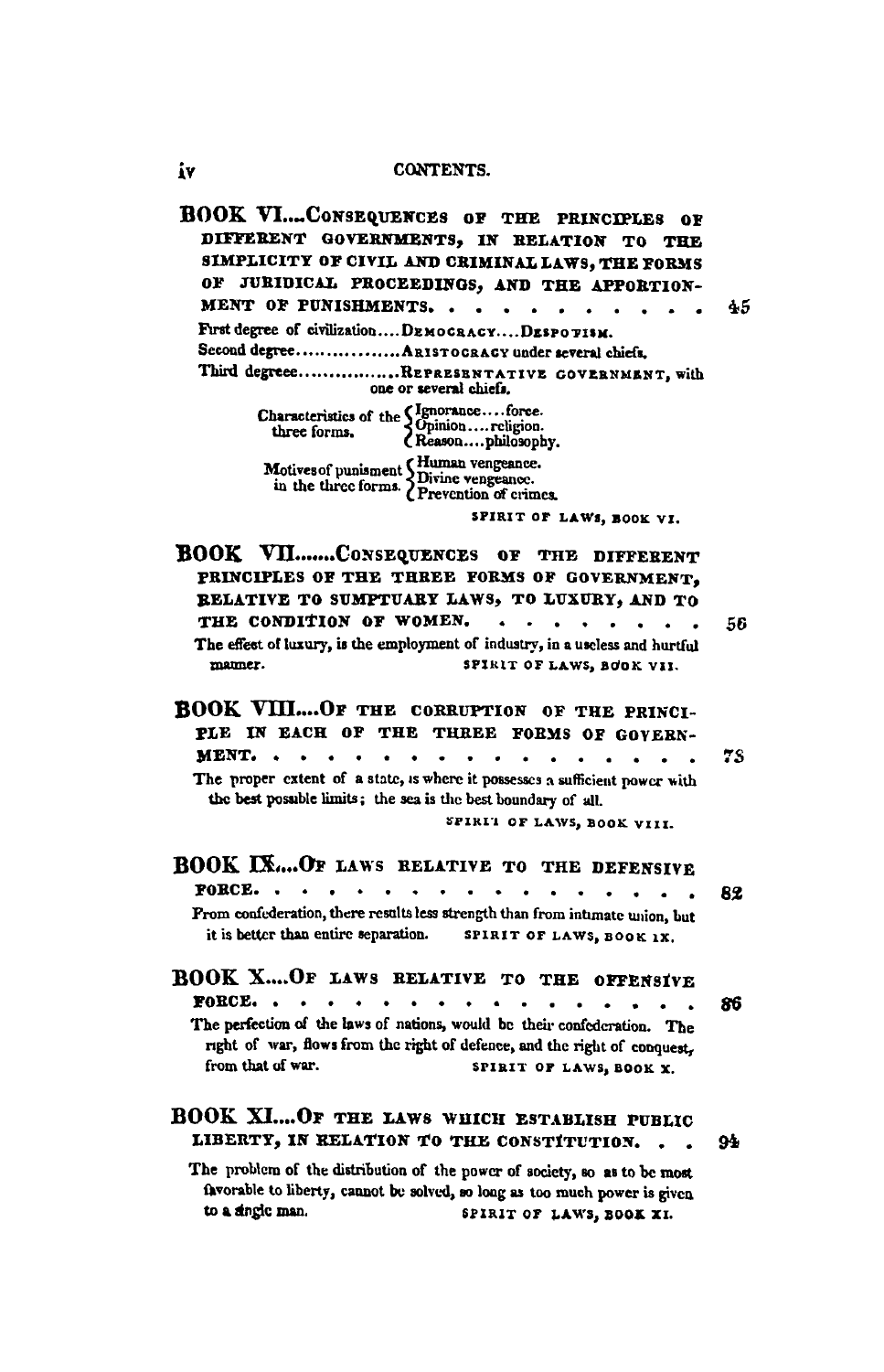**BOOK VI....CONSEQUENCES OF THE PRINCIPLES OF DIFFERENT GOVERNMENTS, IN RELATION TO THE SIMPLICITY OF CIVIL AND CRIMINAL LAWS, THE FORMS OF JURIDICAL PROCEEDINGS, AND THE APPORTIONMENT OF PUNISHMENTS. . . . . . . . . . . . 45**

First degree of civilization....DEMOCRACY....DESPOTISM.
Second degree................ARISTOCRACY under several chiefs.
Third degreee................REPRESENTATIVE GOVERNMENT, with one or several chiefs.

Characteristics of the three forms. { Ignorance....force. Opinion....religion. Reason....philosophy.

Motives of punisment in the three forms. { Human vengeance. Divine vengeance. Prevention of crimes.

SPIRIT OF LAWS, BOOK VI.

**BOOK VII.......CONSEQUENCES OF THE DIFFERENT PRINCIPLES OF THE THREE FORMS OF GOVERNMENT, RELATIVE TO SUMPTUARY LAWS, TO LUXURY, AND TO THE CONDITION OF WOMEN. . . . . . . . . 56**

The effect of luxury, is the employment of industry, in a useless and hurtful manner. SPIRIT OF LAWS, BOOK VII.

**BOOK VIII....OF THE CORRUPTION OF THE PRINCIPLE IN EACH OF THE THREE FORMS OF GOVERNMENT. . . . . . . . . . . . . . . . . . 78**

The proper extent of a state, is where it possesses a sufficient power with the best possible limits; the sea is the best boundary of all.

SPIRIT OF LAWS, BOOK VIII.

**BOOK IX....OF LAWS RELATIVE TO THE DEFENSIVE FORCE. . . . . . . . . . . . . . . . . . 82**

From confederation, there results less strength than from intimate union, but it is better than entire separation. SPIRIT OF LAWS, BOOK IX.

**BOOK X....OF LAWS RELATIVE TO THE OFFENSIVE FORCE. . . . . . . . . . . . . . . . . . 86**

The perfection of the laws of nations, would be their confederation. The right of war, flows from the right of defence, and the right of conquest, from that of war. SPIRIT OF LAWS, BOOK X.

**BOOK XI....OF THE LAWS WHICH ESTABLISH PUBLIC LIBERTY, IN RELATION TO THE CONSTITUTION. . . 94**

The problem of the distribution of the power of society, so as to be most favorable to liberty, cannot be solved, so long as too much power is given to a single man. SPIRIT OF LAWS, BOOK XI.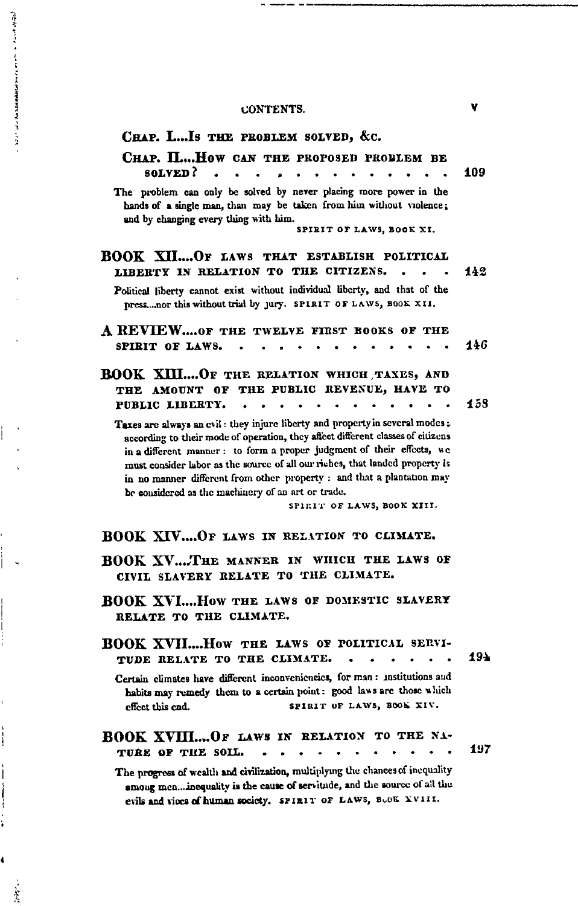CONTENTS.

**CHAP. I....Is the problem solved, &c.**

**CHAP. II....How can the proposed problem be solved? . . . . . . . . . . . . . . 109**

The problem can only be solved by never placing more power in the hands of a single man, than may be taken from him without violence; and by changing every thing with him.

SPIRIT OF LAWS, BOOK XI.

**BOOK XII....Of laws that establish political liberty in relation to the citizens. . . . 142**

Political liberty cannot exist without individual liberty, and that of the press....nor this without trial by jury. SPIRIT OF LAWS, BOOK XII.

**A REVIEW....of the twelve first books of the spirit of laws. . . . . . . . . . . . . 146**

**BOOK XIII....Of the relation which taxes, and the amount of the public revenue, have to public liberty. . . . . . . . . . . . . . 158**

Taxes are always an evil: they injure liberty and property in several modes; according to their mode of operation, they affect different classes of citizens in a different manner: to form a proper judgment of their effects, we must consider labor as the source of all our riches, that landed property is in no manner different from other property: and that a plantation may be considered as the machinery of an art or trade.

SPIRIT OF LAWS, BOOK XIII.

**BOOK XIV....Of laws in relation to climate.**

**BOOK XV....The manner in which the laws of civil slavery relate to the climate.**

**BOOK XVI....How the laws of domestic slavery relate to the climate.**

**BOOK XVII....How the laws of political servitude relate to the climate. . . . . . . 194**

Certain climates have different inconveniencies, for man: institutions and habits may remedy them to a certain point: good laws are those which effect this end. SPIRIT OF LAWS, BOOK XIV.

**BOOK XVIII....Of laws in relation to the nature of the soil. . . . . . . . . . . . 197**

The progress of wealth and civilization, multiplying the chances of inequality among men....inequality is the cause of servitude, and the source of all the evils and vices of human society. SPIRIT OF LAWS, BOOK XVIII.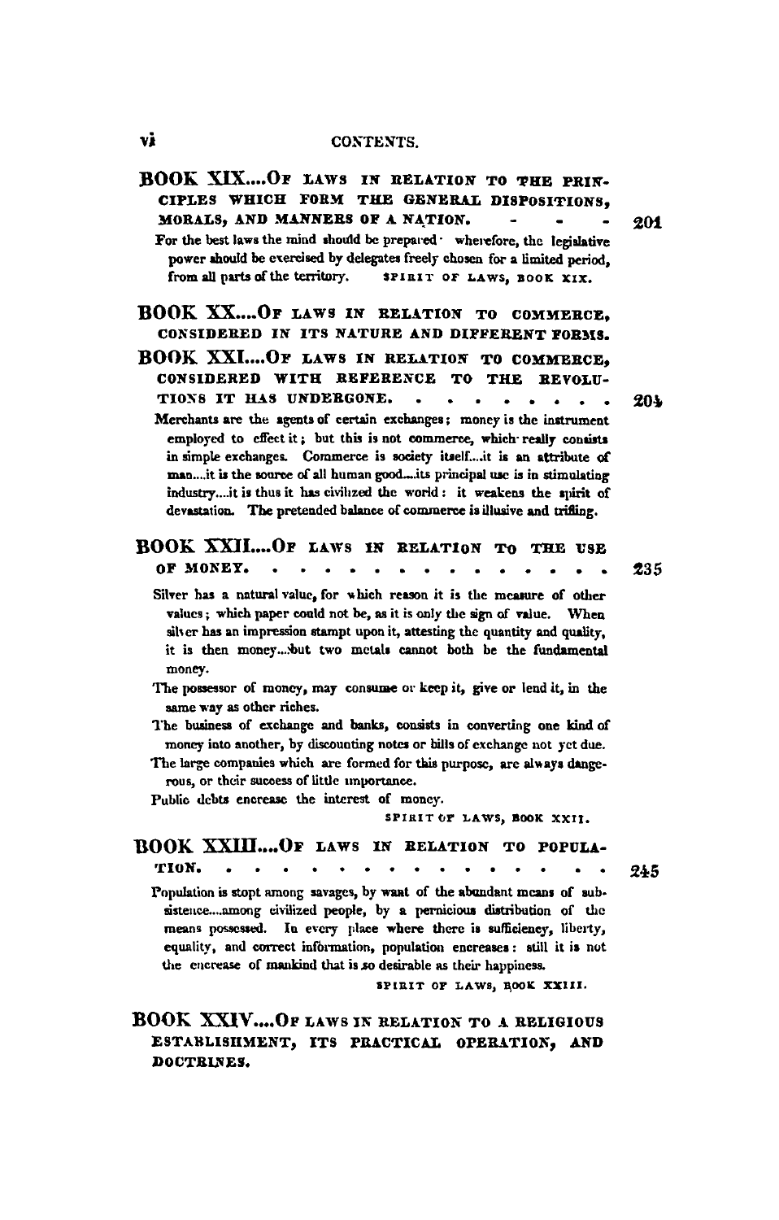## BOOK XIX....OF LAWS IN RELATION TO THE PRINCIPLES WHICH FORM THE GENERAL DISPOSITIONS, MORALS, AND MANNERS OF A NATION. - - - 201

For the best laws the mind should be prepared: wherefore, the legislative power should be exercised by delegates freely chosen for a limited period, from all parts of the territory. SPIRIT OF LAWS, BOOK XIX.

## BOOK XX....OF LAWS IN RELATION TO COMMERCE, CONSIDERED IN ITS NATURE AND DIFFERENT FORMS.

## BOOK XXI....OF LAWS IN RELATION TO COMMERCE, CONSIDERED WITH REFERENCE TO THE REVOLUTIONS IT HAS UNDERGONE. . . . . . . . . 204

Merchants are the agents of certain exchanges; money is the instrument employed to effect it; but this is not commerce, which really consists in simple exchanges. Commerce is society itself....it is an attribute of man....it is the source of all human good....its principal use is in stimulating industry....it is thus it has civilized the world: it weakens the spirit of devastation. The pretended balance of commerce is illusive and trifling.

## BOOK XXII....OF LAWS IN RELATION TO THE USE OF MONEY. . . . . . . . . . . . . . . 235

Silver has a natural value, for which reason it is the measure of other values; which paper could not be, as it is only the sign of value. When silver has an impression stampt upon it, attesting the quantity and quality, it is then money....but two metals cannot both be the fundamental money.

The possessor of money, may consume or keep it, give or lend it, in the same way as other riches.

The business of exchange and banks, consists in converting one kind of money into another, by discounting notes or bills of exchange not yet due.

The large companies which are formed for this purpose, are always dangerous, or their sucoess of little importance.

Public debts encrease the interest of money.

SPIRIT OF LAWS, BOOK XXII.

## BOOK XXIII....OF LAWS IN RELATION TO POPULATION. . . . . . . . . . . . . . . . 245

Population is stopt among savages, by want of the abundant means of subsistence....among civilized people, by a pernicious distribution of the means possessed. In every place where there is sufficiency, liberty, equality, and correct information, population encreases: still it is not the encrease of mankind that is so desirable as their happiness.

SPIRIT OF LAWS, BOOK XXIII.

## BOOK XXIV....OF LAWS IN RELATION TO A RELIGIOUS ESTABLISHMENT, ITS PRACTICAL OPERATION, AND DOCTRINES.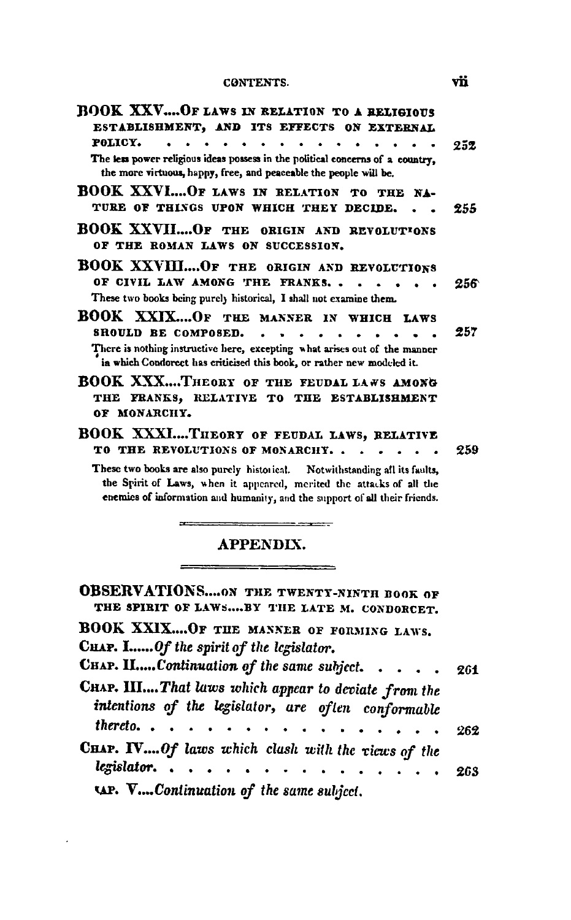**BOOK XXV....OF LAWS IN RELATION TO A RELIGIOUS ESTABLISHMENT, AND ITS EFFECTS ON EXTERNAL POLICY.** . . . . . . . . . . . . . . . . 252

The less power religious ideas possess in the political concerns of a country, the more virtuous, happy, free, and peaceable the people will be.

**BOOK XXVI....OF LAWS IN RELATION TO THE NATURE OF THINGS UPON WHICH THEY DECIDE.** . . . 255

**BOOK XXVII....OF THE ORIGIN AND REVOLUTIONS OF THE ROMAN LAWS ON SUCCESSION.**

**BOOK XXVIII....OF THE ORIGIN AND REVOLUTIONS OF CIVIL LAW AMONG THE FRANKS.** . . . . . . . 256

These two books being purely historical, I shall not examine them.

**BOOK XXIX....OF THE MANNER IN WHICH LAWS SHOULD BE COMPOSED.** . . . . . . . . . . . 257

There is nothing instructive here, excepting what arises out of the manner in which Condorcet has criticised this book, or rather new modeled it.

**BOOK XXX....THEORY OF THE FEUDAL LAWS AMONG THE FRANKS, RELATIVE TO THE ESTABLISHMENT OF MONARCHY.**

**BOOK XXXI....THEORY OF FEUDAL LAWS, RELATIVE TO THE REVOLUTIONS OF MONARCHY.** . . . . . . 259

These two books are also purely historical. Notwithstanding all its faults, the Spirit of Laws, when it appeared, merited the attacks of all the enemies of information and humanity, and the support of all their friends.

## APPENDIX.

**OBSERVATIONS....ON THE TWENTY-NINTH BOOK OF THE SPIRIT OF LAWS....BY THE LATE M. CONDORCET.**

**BOOK XXIX....OF THE MANNER OF FORMING LAWS.**

CHAP. I......*Of the spirit of the legislator.*

CHAP. II.....*Continuation of the same subject.* . . . . 261

CHAP. III....*That laws which appear to deviate from the intentions of the legislator, are often conformable thereto.* . . . . . . . . . . . . . . . . 262

CHAP. IV....*Of laws which clash with the views of the legislator.* . . . . . . . . . . . . . . . 263

CHAP. V....*Continuation of the same subject.*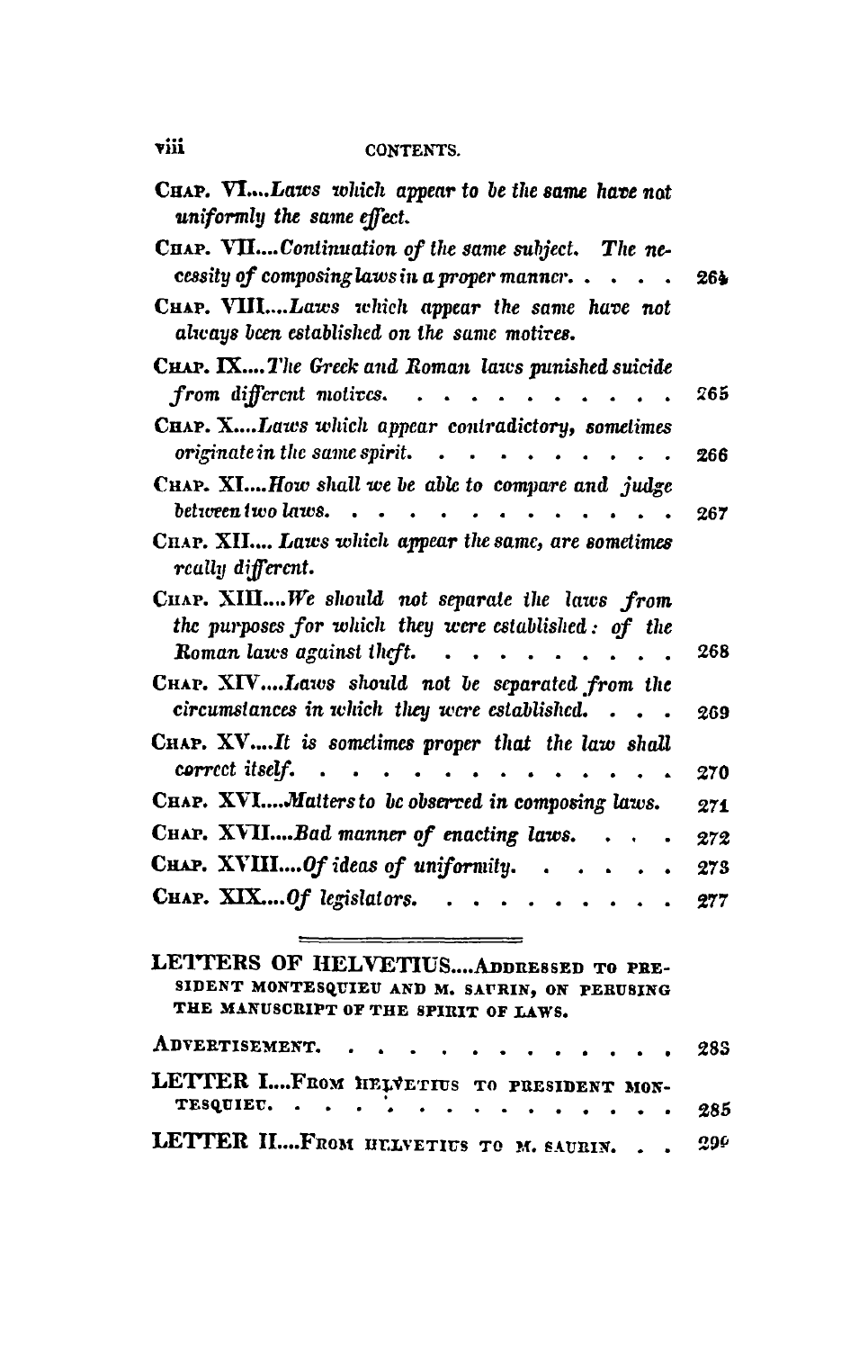CONTENTS.

CHAP. VI....*Laws which appear to be the same have not uniformly the same effect.*

CHAP. VII....*Continuation of the same subject. The necessity of composing laws in a proper manner.* . . . . . 264

CHAP. VIII....*Laws which appear the same have not always been established on the same motives.*

CHAP. IX....*The Greek and Roman laws punished suicide from different motives.* . . . . . . . . . . . 265

CHAP. X....*Laws which appear contradictory, sometimes originate in the same spirit.* . . . . . . . . . 266

CHAP. XI....*How shall we be able to compare and judge between two laws.* . . . . . . . . . . . . . 267

CHAP. XII.... *Laws which appear the same, are sometimes really different.*

CHAP. XIII....*We should not separate the laws from the purposes for which they were established: of the Roman laws against theft.* . . . . . . . . . 268

CHAP. XIV....*Laws should not be separated from the circumstances in which they were established.* . . . 269

CHAP. XV....*It is sometimes proper that the law shall correct itself.* . . . . . . . . . . . . . . 270

CHAP. XVI....*Matters to be observed in composing laws.* 271

CHAP. XVII....*Bad manner of enacting laws.* . . . 272

CHAP. XVIII....*Of ideas of uniformity.* . . . . . . 273

CHAP. XIX....*Of legislators.* . . . . . . . . . . 277

---

LETTERS OF HELVETIUS....ADDRESSED TO PRESIDENT MONTESQUIEU AND M. SAURIN, ON PERUSING THE MANUSCRIPT OF THE SPIRIT OF LAWS.

ADVERTISEMENT. . . . . . . . . . . . . . . 283

LETTER I....FROM HELVETIUS TO PRESIDENT MONTESQUIEU. . . . . . . . . . . . . . . . . 285

LETTER II....FROM HELVETIUS TO M. SAURIN. . . 290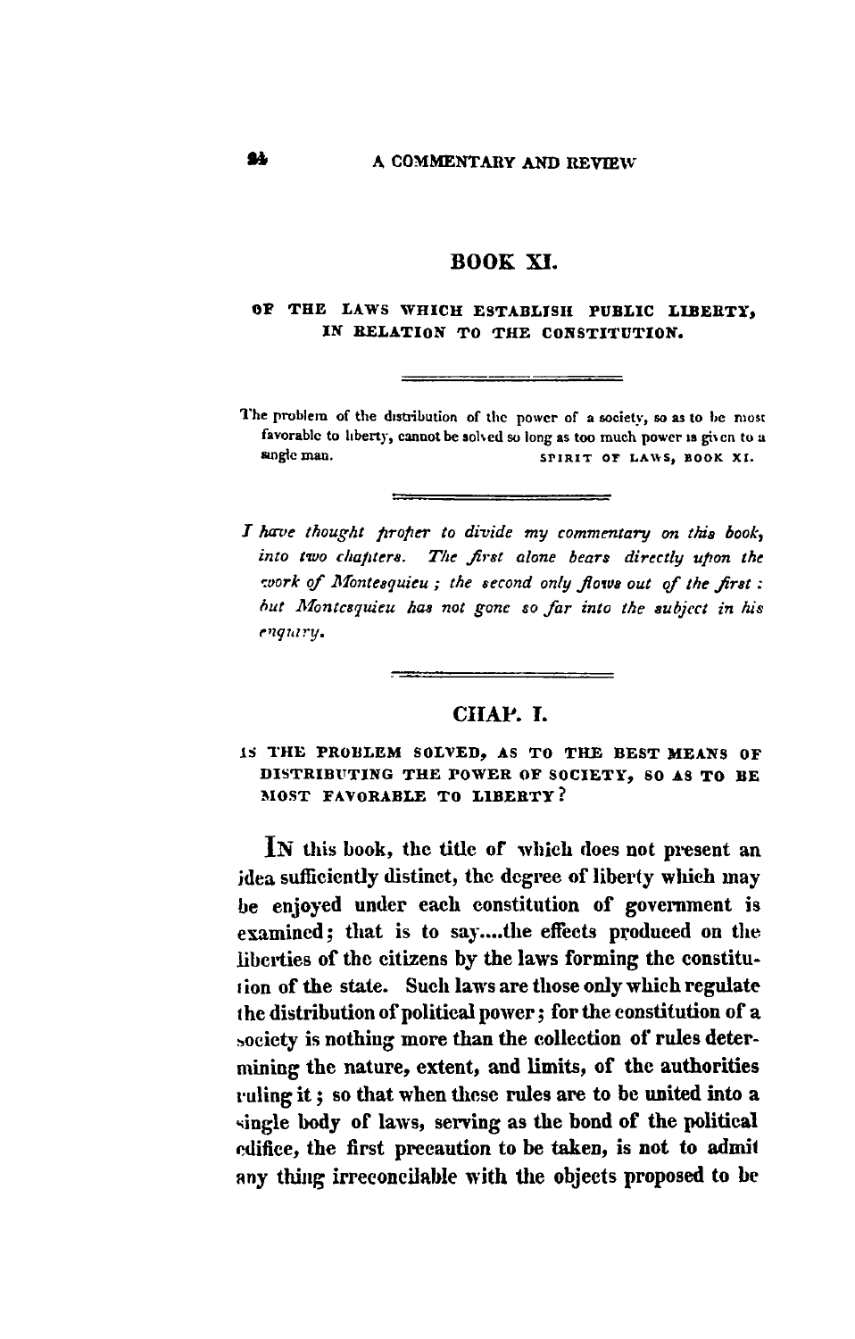# BOOK XI.

## OF THE LAWS WHICH ESTABLISH PUBLIC LIBERTY, IN RELATION TO THE CONSTITUTION.

The problem of the distribution of the power of a society, so as to be most favorable to liberty, cannot be solved so long as too much power is given to a single man. SPIRIT OF LAWS, BOOK XI.

*I have thought proper to divide my commentary on this book, into two chapters. The first alone bears directly upon the work of Montesquieu ; the second only flows out of the first : but Montesquieu has not gone so far into the subject in his enquiry.*

## CHAP. I.

### IS THE PROBLEM SOLVED, AS TO THE BEST MEANS OF DISTRIBUTING THE POWER OF SOCIETY, SO AS TO BE MOST FAVORABLE TO LIBERTY?

IN this book, the title of which does not present an idea sufficiently distinct, the degree of liberty which may be enjoyed under each constitution of government is examined; that is to say....the effects produced on the liberties of the citizens by the laws forming the constitution of the state. Such laws are those only which regulate the distribution of political power; for the constitution of a society is nothing more than the collection of rules determining the nature, extent, and limits, of the authorities ruling it; so that when these rules are to be united into a single body of laws, serving as the bond of the political edifice, the first precaution to be taken, is not to admit any thing irreconcilable with the objects proposed to be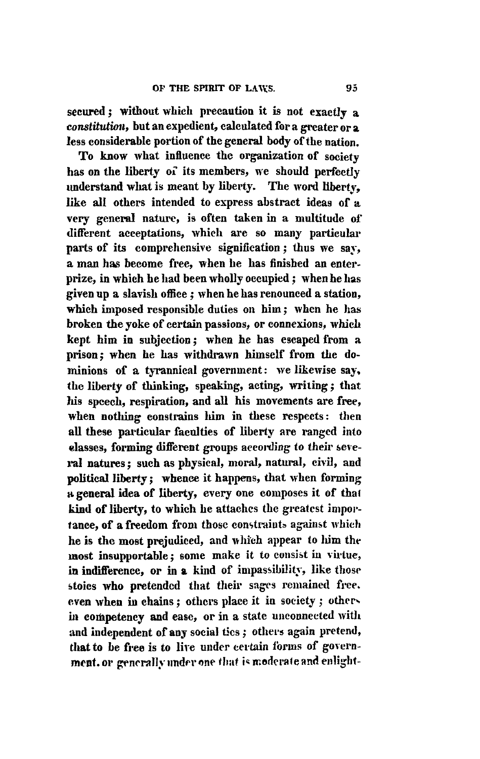secured; without which precaution it is not exactly a *constitution*, but an expedient, calculated for a greater or a less considerable portion of the general body of the nation.

To know what influence the organization of society has on the liberty of its members, we should perfectly understand what is meant by liberty. The word liberty, like all others intended to express abstract ideas of a very general nature, is often taken in a multitude of different acceptations, which are so many particular parts of its comprehensive signification; thus we say, a man has become free, when he has finished an enterprize, in which he had been wholly occupied; when he has given up a slavish office; when he has renounced a station, which imposed responsible duties on him; when he has broken the yoke of certain passions, or connexions, which kept him in subjection; when he has escaped from a prison; when he has withdrawn himself from the dominions of a tyrannical government: we likewise say, the liberty of thinking, speaking, acting, writing; that his speech, respiration, and all his movements are free, when nothing constrains him in these respects: then all these particular faculties of liberty are ranged into classes, forming different groups according to their several natures; such as physical, moral, natural, civil, and political liberty; whence it happens, that when forming a general idea of liberty, every one composes it of that kind of liberty, to which he attaches the greatest importance, of a freedom from those constraints against which he is the most prejudiced, and which appear to him the most insupportable; some make it to consist in virtue, in indifference, or in a kind of impassibility, like those stoics who pretended that their sages remained free. even when in chains; others place it in society; others in competency and ease, or in a state unconnected with and independent of any social ties; others again pretend, that to be free is to live under certain forms of government. or generally under one that is moderate and enlight-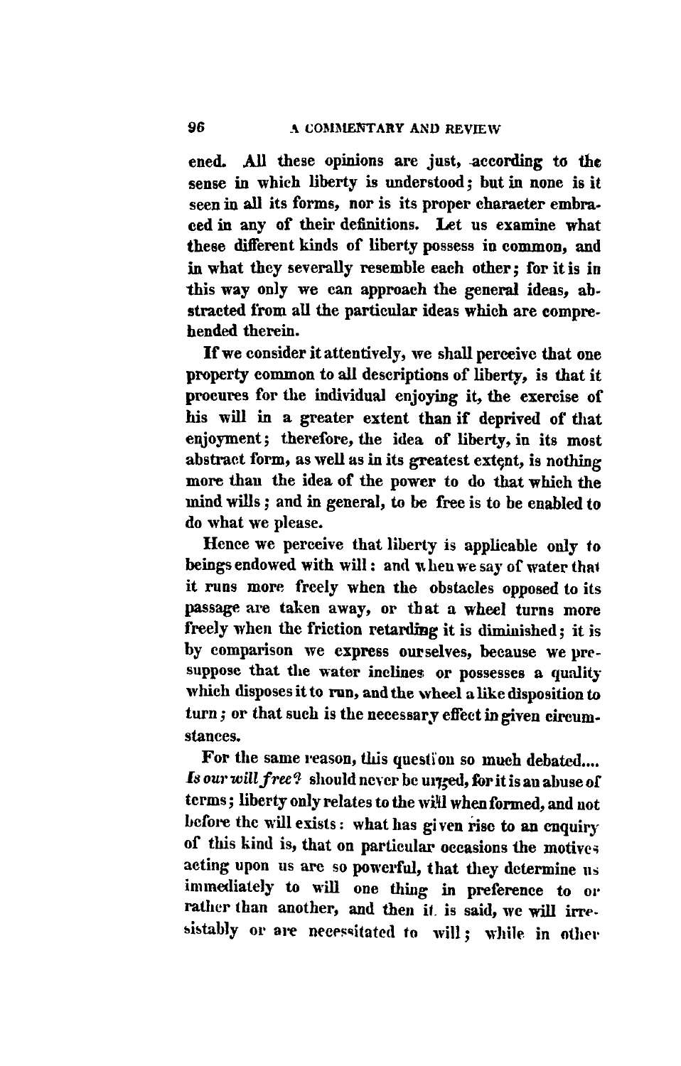ened. All these opinions are just, according to the sense in which liberty is understood; but in none is it seen in all its forms, nor is its proper character embraced in any of their definitions. Let us examine what these different kinds of liberty possess in common, and in what they severally resemble each other; for it is in this way only we can approach the general ideas, abstracted from all the particular ideas which are comprehended therein.

If we consider it attentively, we shall perceive that one property common to all descriptions of liberty, is that it procures for the individual enjoying it, the exercise of his will in a greater extent than if deprived of that enjoyment; therefore, the idea of liberty, in its most abstract form, as well as in its greatest extent, is nothing more than the idea of the power to do that which the mind wills; and in general, to be free is to be enabled to do what we please.

Hence we perceive that liberty is applicable only to beings endowed with will: and when we say of water that it runs more freely when the obstacles opposed to its passage are taken away, or that a wheel turns more freely when the friction retarding it is diminished; it is by comparison we express ourselves, because we presuppose that the water inclines or possesses a quality which disposes it to run, and the wheel a like disposition to turn; or that such is the necessary effect in given circumstances.

For the same reason, this question so much debated.... *Is our will free?* should never be urged, for it is an abuse of terms; liberty only relates to the will when formed, and not before the will exists: what has given rise to an enquiry of this kind is, that on particular occasions the motives acting upon us are so powerful, that they determine us immediately to will one thing in preference to or rather than another, and then it is said, we will irresistably or are necessitated to will; while in other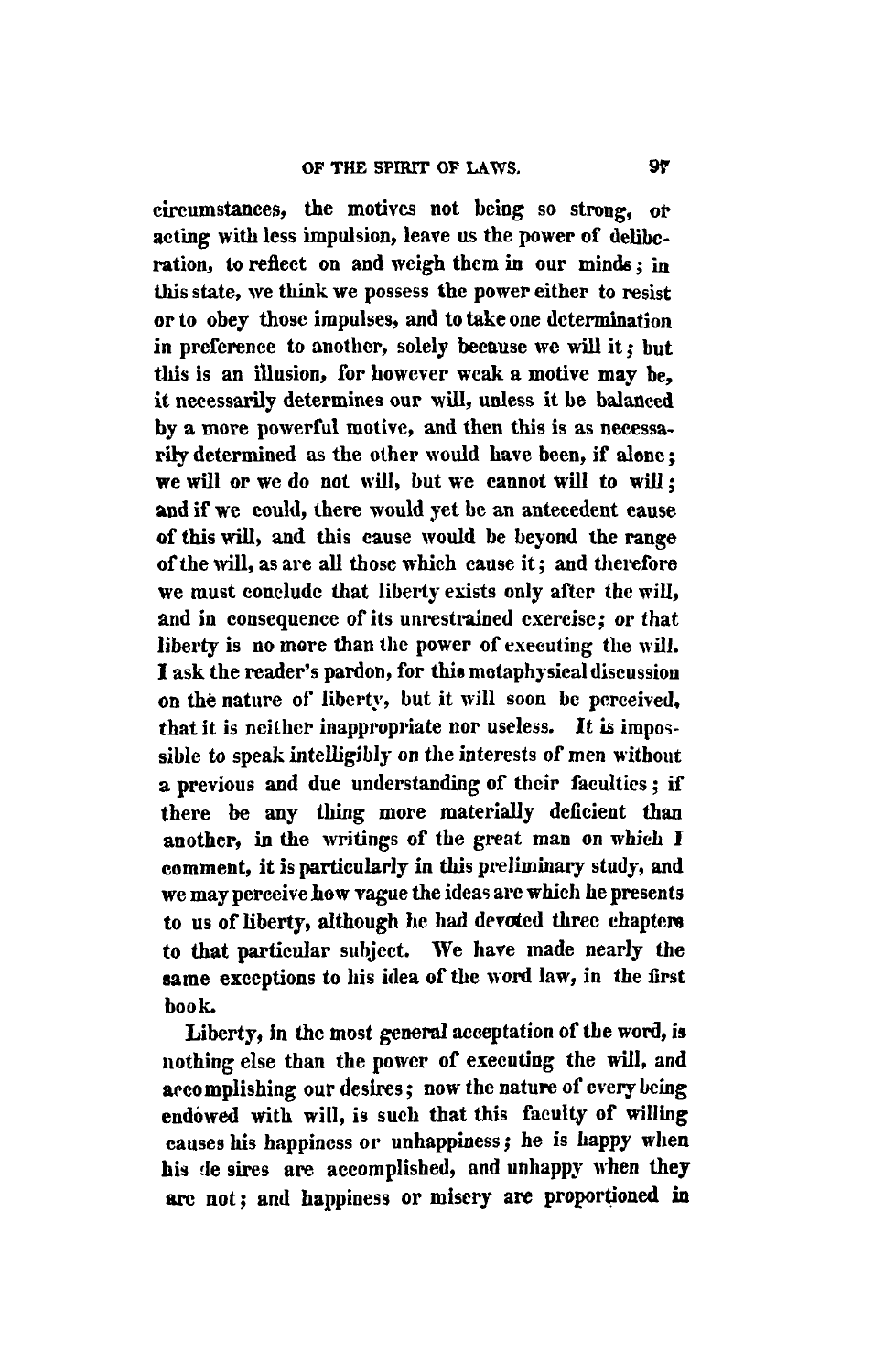circumstances, the motives not being so strong, or acting with less impulsion, leave us the power of deliberation, to reflect on and weigh them in our minds; in this state, we think we possess the power either to resist or to obey those impulses, and to take one determination in preference to another, solely because we will it; but this is an illusion, for however weak a motive may be, it necessarily determines our will, unless it be balanced by a more powerful motive, and then this is as necessarily determined as the other would have been, if alone; we will or we do not will, but we cannot will to will; and if we could, there would yet be an antecedent cause of this will, and this cause would be beyond the range of the will, as are all those which cause it; and therefore we must conclude that liberty exists only after the will, and in consequence of its unrestrained exercise; or that liberty is no more than the power of executing the will. I ask the reader's pardon, for this metaphysical discussion on the nature of liberty, but it will soon be perceived, that it is neither inappropriate nor useless. *It is impossible to speak intelligibly on the interests of men without a previous and due understanding of their faculties*; if there be any thing more materially deficient than another, in the writings of the great man on which I comment, it is particularly in this preliminary study, and we may perceive how vague the ideas are which he presents to us of liberty, although he had devoted three chapters to that particular subject. We have made nearly the same exceptions to his idea of the word law, in the first book.

Liberty, in the most general acceptation of the word, is nothing else than the power of executing the will, and accomplishing our desires; now the nature of every being endowed with will, is such that this faculty of willing causes his happiness or unhappiness; he is happy when his desires are accomplished, and unhappy when they are not; and happiness or misery are proportioned in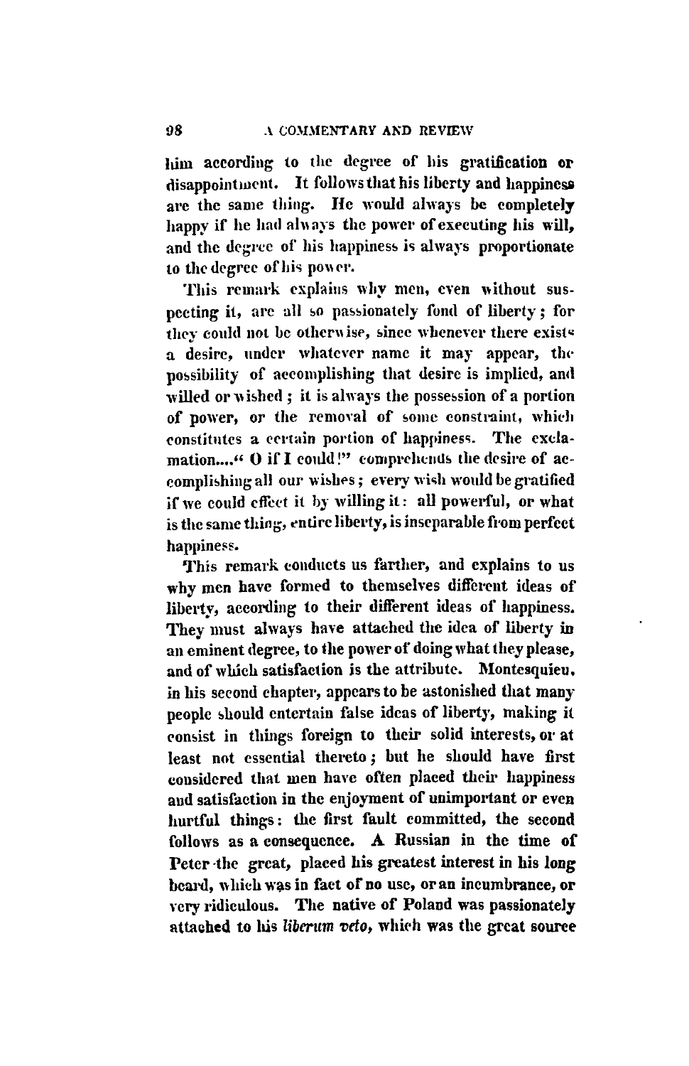him according to the degree of his gratification or disappointment. It follows that his liberty and happiness are the same thing. He would always be completely happy if he had always the power of executing his will, and the degree of his happiness is always proportionate to the degree of his power.

This remark explains why men, even without suspecting it, are all so passionately fond of liberty; for they could not be otherwise, since whenever there exists a desire, under whatever name it may appear, the possibility of accomplishing that desire is implied, and willed or wished; it is always the possession of a portion of power, or the removal of some constraint, which constitutes a certain portion of happiness. The exclamation...." O if I could!" comprehends the desire of accomplishing all our wishes; every wish would be gratified if we could effect it by willing it: all powerful, or what is the same thing, entire liberty, is inseparable from perfect happiness.

This remark conducts us farther, and explains to us why men have formed to themselves different ideas of liberty, according to their different ideas of happiness. They must always have attached the idea of liberty in an eminent degree, to the power of doing what they please, and of which satisfaction is the attribute. Montesquieu, in his second chapter, appears to be astonished that many people should entertain false ideas of liberty, making it consist in things foreign to their solid interests, or at least not essential thereto; but he should have first considered that men have often placed their happiness and satisfaction in the enjoyment of unimportant or even hurtful things: the first fault committed, the second follows as a consequence. A Russian in the time of Peter the great, placed his greatest interest in his long beard, which was in fact of no use, or an incumbrance, or very ridiculous. The native of Poland was passionately attached to his *liberum veto*, which was the great source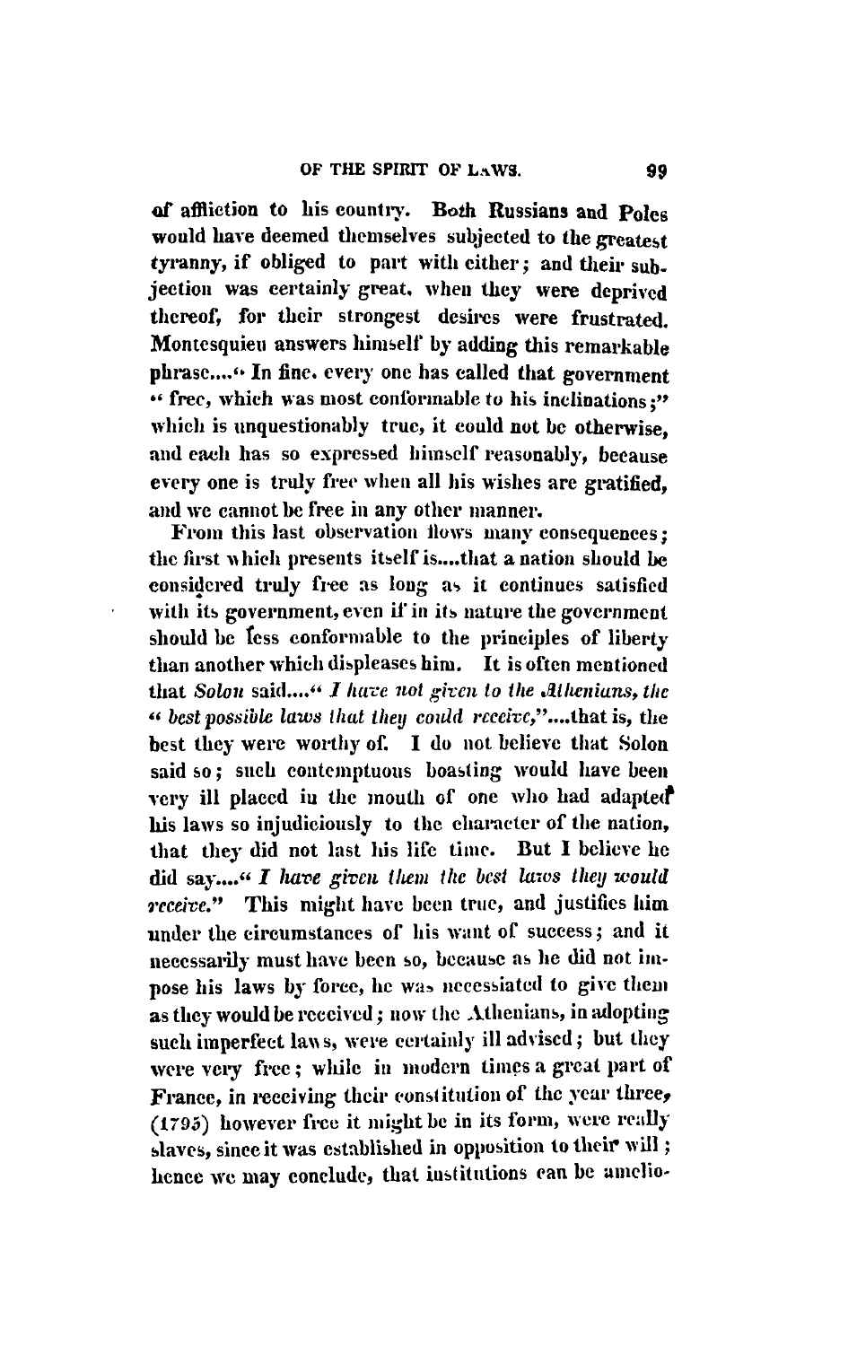of affliction to his country. Both Russians and Poles would have deemed themselves subjected to the greatest tyranny, if obliged to part with either; and their subjection was certainly great, when they were deprived thereof, for their strongest desires were frustrated. Montesquieu answers himself by adding this remarkable phrase...." In fine, every one has called that government " free, which was most conformable to his inclinations;" which is unquestionably true, it could not be otherwise, and each has so expressed himself reasonably, because every one is truly free when all his wishes are gratified, and we cannot be free in any other manner.

From this last observation flows many consequences; the first which presents itself is....that a nation should be considered truly free as long as it continues satisfied with its government, even if in its nature the government should be less conformable to the principles of liberty than another which displeases him. It is often mentioned that *Solon* said...." *I have not given to the Athenians, the " best possible laws that they could receive,*"....that is, the best they were worthy of. I do not believe that Solon said so; such contemptuous boasting would have been very ill placed in the mouth of one who had adapted his laws so injudiciously to the character of the nation, that they did not last his life time. But I believe he did say...." *I have given them the best laws they would receive.*" This might have been true, and justifies him under the circumstances of his want of success; and it necessarily must have been so, because as he did not impose his laws by force, he was necessiated to give them as they would be received; now the Athenians, in adopting such imperfect laws, were certainly ill advised; but they were very free; while in modern times a great part of France, in receiving their constitution of the year three, (1795) however free it might be in its form, were really slaves, since it was established in opposition to their will; hence we may conclude, that institutions can be amelio-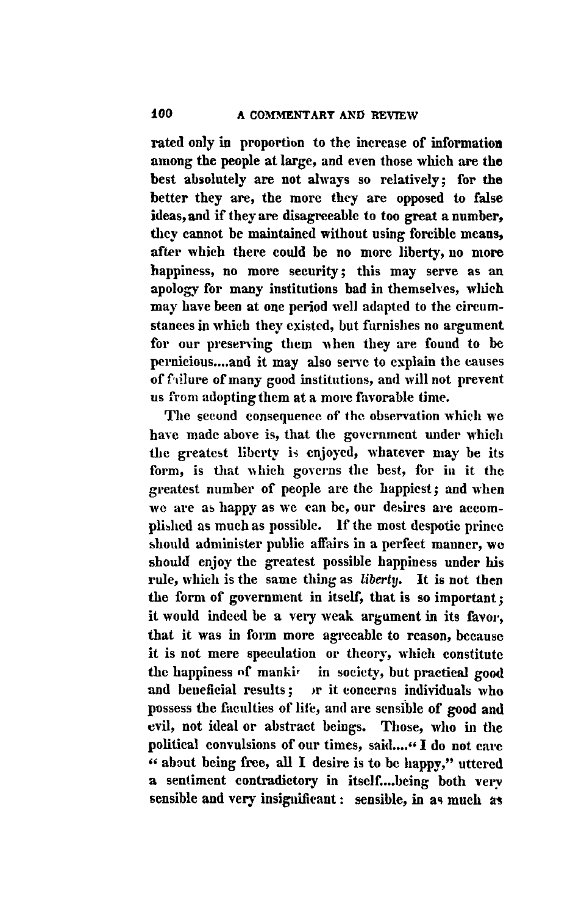rated only in proportion to the increase of information among the people at large, and even those which are the best absolutely are not always so relatively; for the better they are, the more they are opposed to false ideas, and if they are disagreeable to too great a number, they cannot be maintained without using forcible means, after which there could be no more liberty, no more happiness, no more security; this may serve as an apology for many institutions bad in themselves, which may have been at one period well adapted to the circumstances in which they existed, but furnishes no argument for our preserving them when they are found to be pernicious....and it may also serve to explain the causes of failure of many good institutions, and will not prevent us from adopting them at a more favorable time.

The second consequence of the observation which we have made above is, that the government under which the greatest liberty is enjoyed, whatever may be its form, is that which governs the best, for in it the greatest number of people are the happiest; and when we are as happy as we can be, our desires are accomplished as much as possible. If the most despotic prince should administer public affairs in a perfect manner, we should enjoy the greatest possible happiness under his rule, which is the same thing as *liberty*. It is not then the form of government in itself, that is so important; it would indeed be a very weak argument in its favor, that it was in form more agreeable to reason, because it is not mere speculation or theory, which constitute the happiness of mankind in society, but practical good and beneficial results; for it concerns individuals who possess the faculties of life, and are sensible of good and evil, not ideal or abstract beings. Those, who in the political convulsions of our times, said...."I do not care "about being free, all I desire is to be happy," uttered a sentiment contradictory in itself....being both very sensible and very insignificant: sensible, in as much as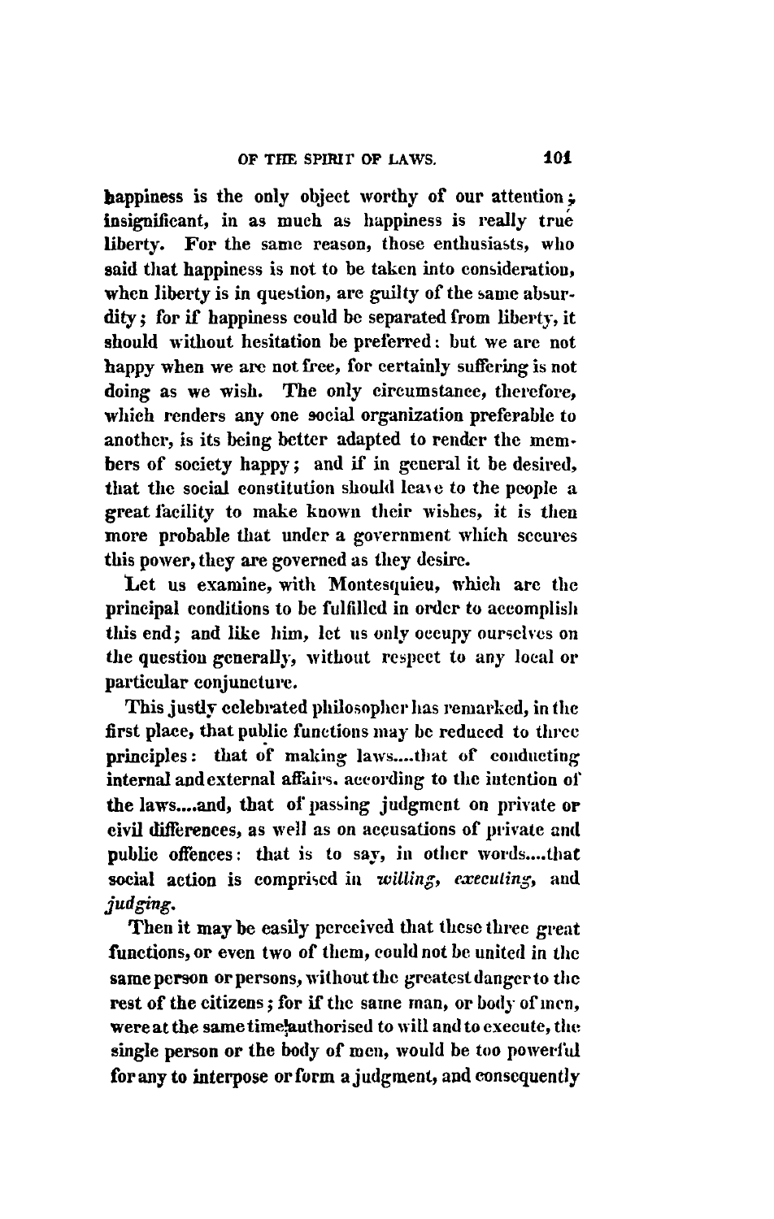happiness is the only object worthy of our attention; insignificant, in as much as happiness is really true liberty. For the same reason, those enthusiasts, who said that happiness is not to be taken into consideration, when liberty is in question, are guilty of the same absurdity; for if happiness could be separated from liberty, it should without hesitation be preferred: but we are not happy when we are not free, for certainly suffering is not doing as we wish. The only circumstance, therefore, which renders any one social organization preferable to another, is its being better adapted to render the members of society happy; and if in general it be desired, that the social constitution should leave to the people a great facility to make known their wishes, it is then more probable that under a government which secures this power, they are governed as they desire.

Let us examine, with Montesquieu, which are the principal conditions to be fulfilled in order to accomplish this end; and like him, let us only occupy ourselves on the question generally, without respect to any local or particular conjuncture.

This justly celebrated philosopher has remarked, in the first place, that public functions may be reduced to three principles: that of making laws....that of conducting internal and external affairs, according to the intention of the laws....and, that of passing judgment on private or civil differences, as well as on accusations of private and public offences: that is to say, in other words....that social action is comprised in *willing*, *executing*, and *judging*.

Then it may be easily perceived that these three great functions, or even two of them, could not be united in the same person or persons, without the greatest danger to the rest of the citizens; for if the same man, or body of men, were at the same time authorised to will and to execute, the single person or the body of men, would be too powerful for any to interpose or form a judgment, and consequently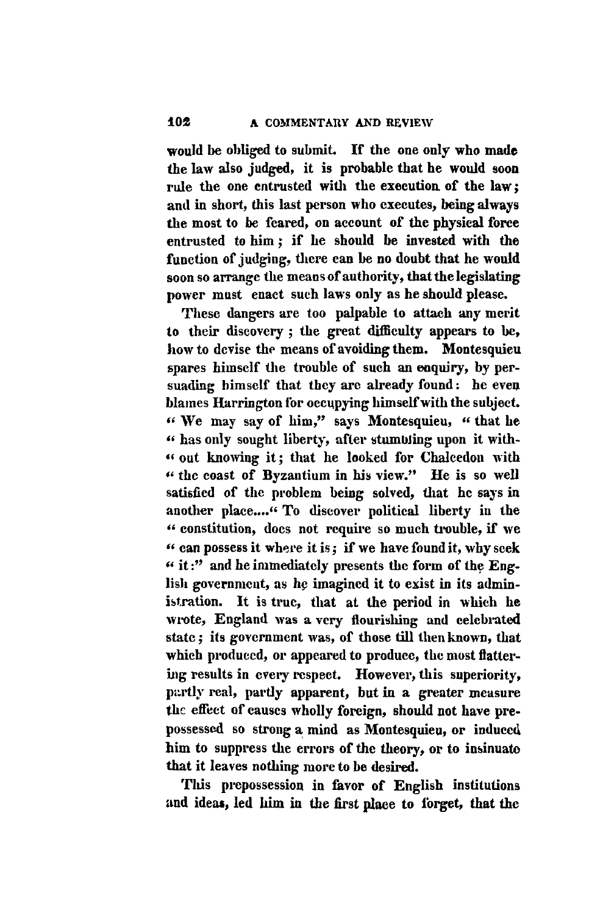would be obliged to submit. If the one only who made the law also judged, it is probable that he would soon rule the one entrusted with the execution of the law; and in short, this last person who executes, being always the most to be feared, on account of the physical force entrusted to him; if he should be invested with the function of judging, there can be no doubt that he would soon so arrange the means of authority, that the legislating power must enact such laws only as he should please.

These dangers are too palpable to attach any merit to their discovery; the great difficulty appears to be, how to devise the means of avoiding them. Montesquieu spares himself the trouble of such an enquiry, by persuading himself that they are already found: he even blames Harrington for occupying himself with the subject. "We may say of him," says Montesquieu, "that he "has only sought liberty, after stumbling upon it with-"out knowing it; that he looked for Chalcedon with "the coast of Byzantium in his view." He is so well satisfied of the problem being solved, that he says in another place...."To discover political liberty in the "constitution, does not require so much trouble, if we "can possess it where it is; if we have found it, why seek "it:" and he immediately presents the form of the English government, as he imagined it to exist in its administration. It is true, that at the period in which he wrote, England was a very flourishing and celebrated state; its government was, of those till then known, that which produced, or appeared to produce, the most flattering results in every respect. However, this superiority, partly real, partly apparent, but in a greater measure the effect of causes wholly foreign, should not have prepossessed so strong a mind as Montesquieu, or induced him to suppress the errors of the theory, or to insinuate that it leaves nothing more to be desired.

This prepossession in favor of English institutions and ideas, led him in the first place to forget, that the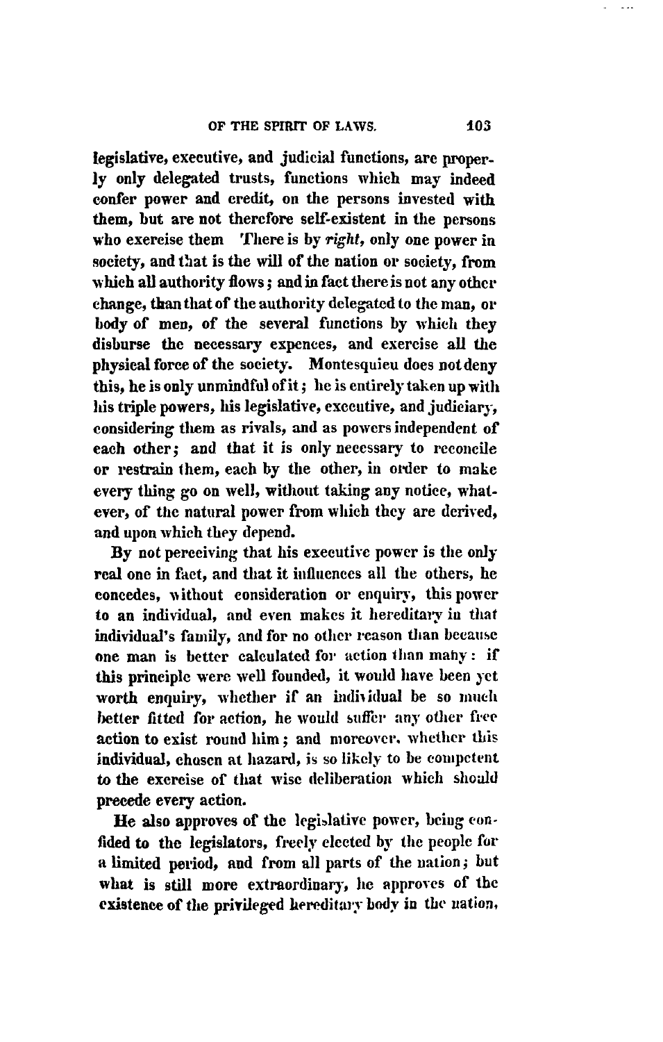legislative, executive, and judicial functions, are properly only delegated trusts, functions which may indeed confer power and credit, on the persons invested with them, but are not therefore self-existent in the persons who exercise them There is by *right*, only one power in society, and that is the will of the nation or society, from which all authority flows; and in fact there is not any other change, than that of the authority delegated to the man, or body of men, of the several functions by which they disburse the necessary expences, and exercise all the physical force of the society. Montesquieu does not deny this, he is only unmindful of it; he is entirely taken up with his triple powers, his legislative, executive, and judiciary, considering them as rivals, and as powers independent of each other; and that it is only necessary to reconcile or restrain them, each by the other, in order to make every thing go on well, without taking any notice, whatever, of the natural power from which they are derived, and upon which they depend.

By not perceiving that his executive power is the only real one in fact, and that it influences all the others, he concedes, without consideration or enquiry, this power to an individual, and even makes it hereditary in that individual's family, and for no other reason than because one man is better calculated for action than many: if this principle were well founded, it would have been yet worth enquiry, whether if an individual be so much better fitted for action, he would suffer any other free action to exist round him; and moreover, whether this individual, chosen at hazard, is so likely to be competent to the exercise of that wise deliberation which should precede every action.

He also approves of the legislative power, being confided to the legislators, freely elected by the people for a limited period, and from all parts of the nation; but what is still more extraordinary, he approves of the existence of the privileged hereditary body in the nation,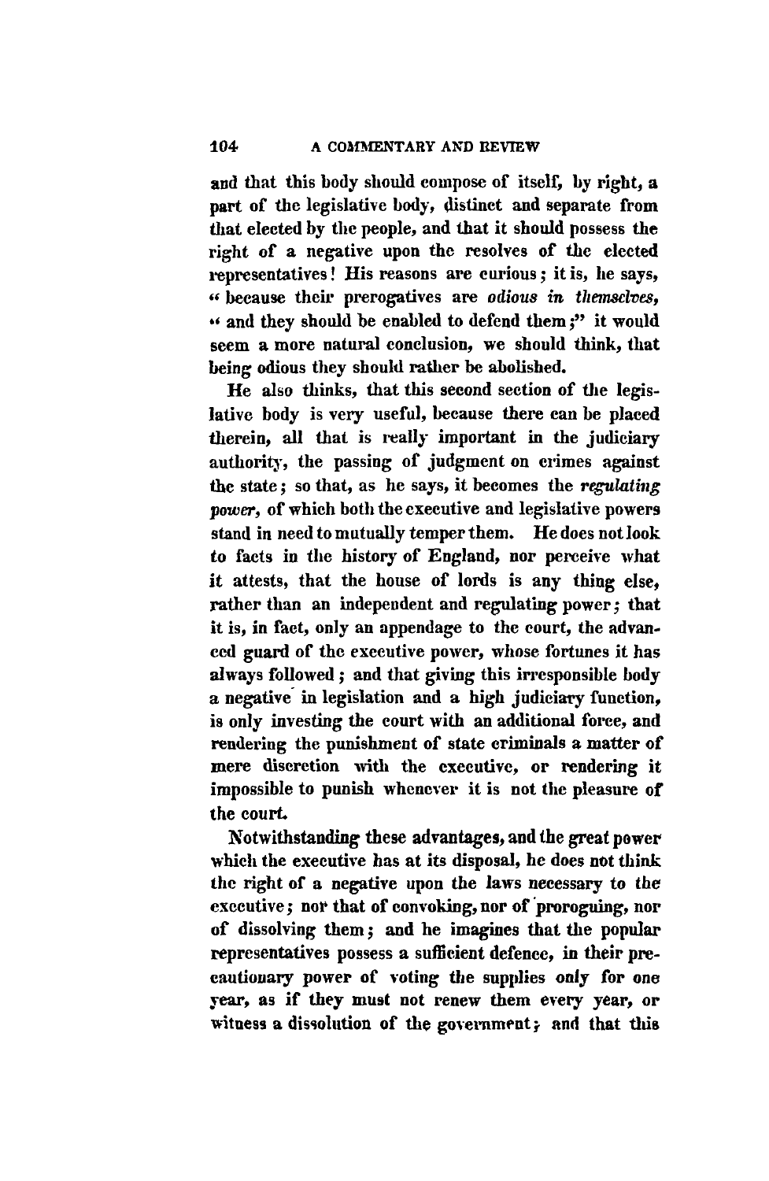and that this body should compose of itself, by right, a part of the legislative body, distinct and separate from that elected by the people, and that it should possess the right of a negative upon the resolves of the elected representatives! His reasons are curious; it is, he says, "because their prerogatives are *odious in themselves*, "and they should be enabled to defend them;" it would seem a more natural conclusion, we should think, that being odious they should rather be abolished.

He also thinks, that this second section of the legislative body is very useful, because there can be placed therein, all that is really important in the judiciary authority, the passing of judgment on crimes against the state; so that, as he says, it becomes the *regulating power*, of which both the executive and legislative powers stand in need to mutually temper them. He does not look to facts in the history of England, nor perceive what it attests, that the house of lords is any thing else, rather than an independent and regulating power; that it is, in fact, only an appendage to the court, the advanced guard of the executive power, whose fortunes it has always followed; and that giving this irresponsible body a negative in legislation and a high judiciary function, is only investing the court with an additional force, and rendering the punishment of state criminals a matter of mere discretion with the executive, or rendering it impossible to punish whenever it is not the pleasure of the court.

Notwithstanding these advantages, and the great power which the executive has at its disposal, he does not think the right of a negative upon the laws necessary to the executive; nor that of convoking, nor of proroguing, nor of dissolving them; and he imagines that the popular representatives possess a sufficient defence, in their precautionary power of voting the supplies *only* for one year, as if they must not renew them every year, or witness a dissolution of the government; and that this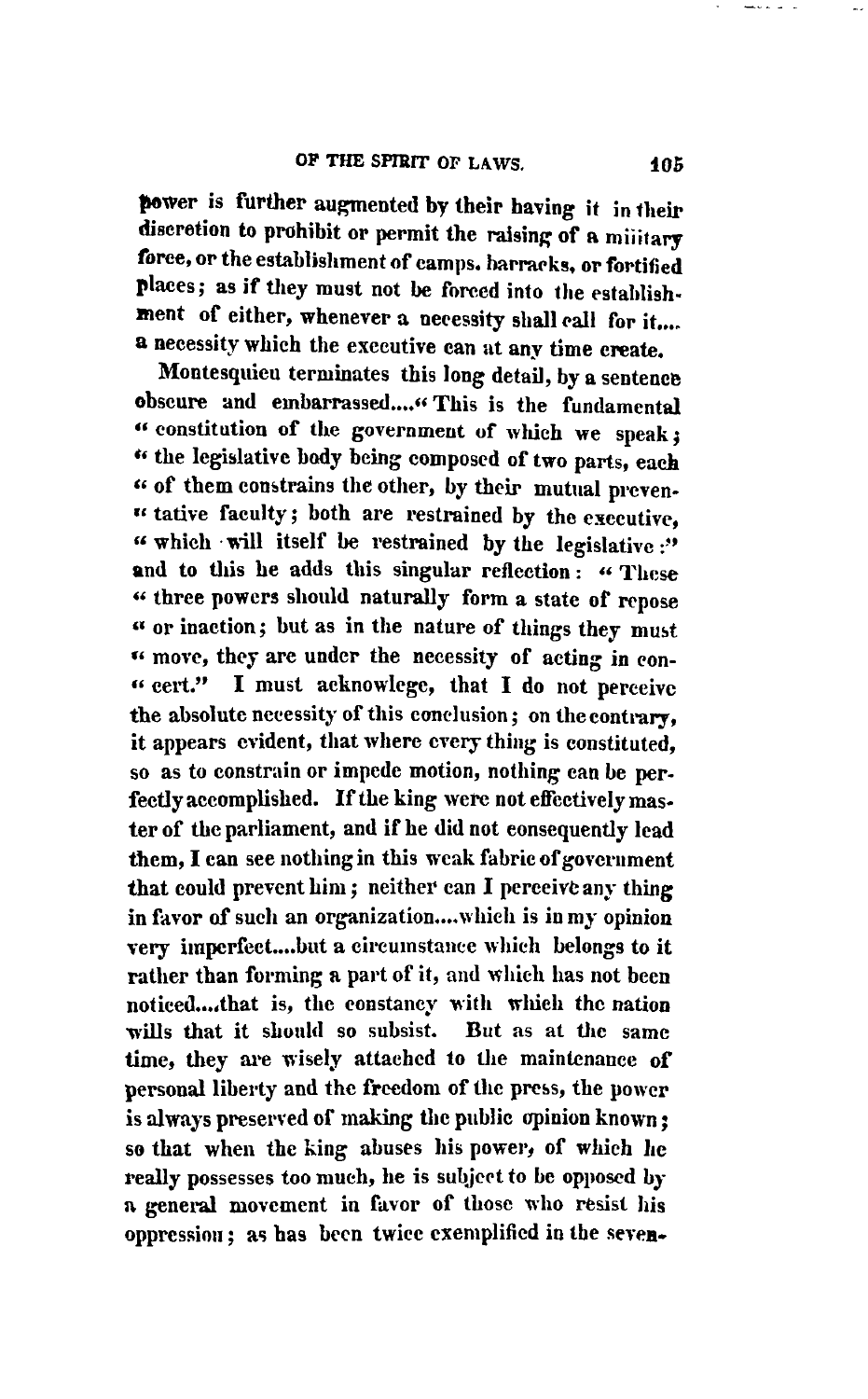power is further augmented by their having it in their discretion to prohibit or permit the raising of a military force, or the establishment of camps, barracks, or fortified places; as if they must not be forced into the establishment of either, whenever a necessity shall call for it.... a necessity which the executive can at any time create.

Montesquieu terminates this long detail, by a sentence obscure and embarrassed....“This is the fundamental “constitution of the government of which we speak; “the legislative body being composed of two parts, each “of them constrains the other, by their mutual preven- “tative faculty; both are restrained by the executive, “which will itself be restrained by the legislative:” and to this he adds this singular reflection: “These “three powers should naturally form a state of repose “or inaction; but as in the nature of things they must “move, they are under the necessity of acting in con- “cert.” I must acknowlege, that I do not perceive the absolute necessity of this conclusion; on the contrary, it appears evident, that where every thing is constituted, so as to constrain or impede motion, nothing can be perfectly accomplished. If the king were not effectively master of the parliament, and if he did not consequently lead them, I can see nothing in this weak fabric of government that could prevent him; neither can I perceive any thing in favor of such an organization....which is in my opinion very imperfect....but a circumstance which belongs to it rather than forming a part of it, and which has not been noticed....that is, the constancy with which the nation wills that it should so subsist. But as at the same time, they are wisely attached to the maintenance of personal liberty and the freedom of the press, the power is always preserved of making the public opinion known; so that when the king abuses his power, of which he really possesses too much, he is subject to be opposed by a general movement in favor of those who resist his oppression; as has been twice exemplified in the seven-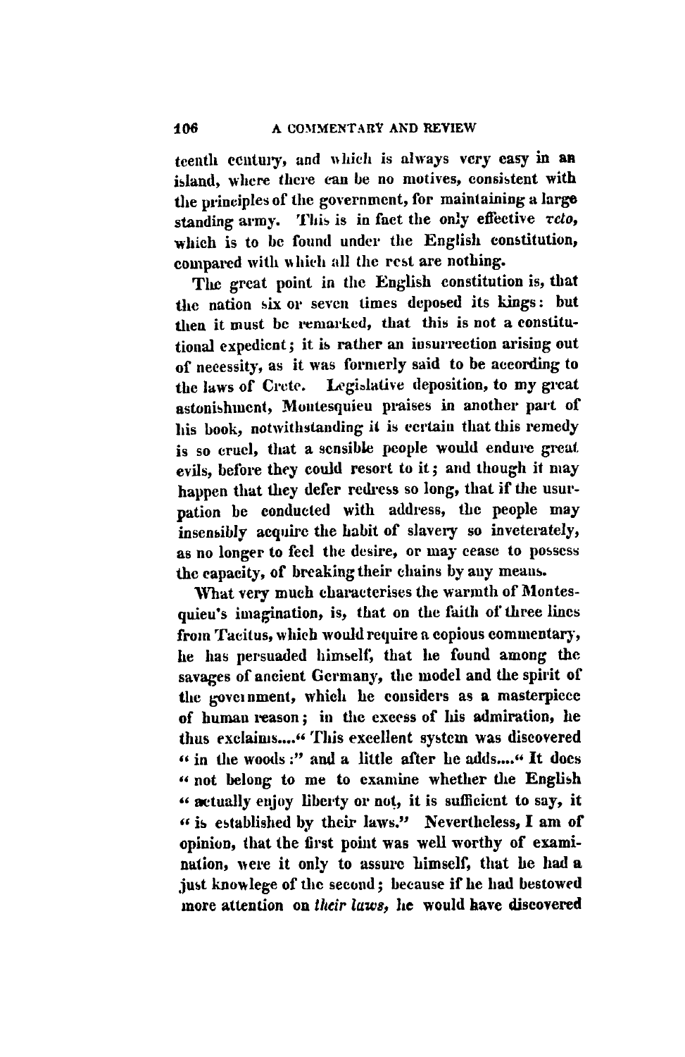teenth century, and which is always very easy in an island, where there can be no motives, consistent with the principles of the government, for maintaining a large standing army. This is in fact the only effective *veto*, which is to be found under the English constitution, compared with which all the rest are nothing.

The great point in the English constitution is, that the nation six or seven times deposed its kings: but then it must be remarked, that this is not a constitutional expedient; it is rather an insurrection arising out of necessity, as it was formerly said to be according to the laws of Crete. Legislative deposition, to my great astonishment, Montesquieu praises in another part of his book, notwithstanding it is certain that this remedy is so cruel, that a sensible people would endure great evils, before they could resort to it; and though it may happen that they defer redress so long, that if the usurpation be conducted with address, the people may insensibly acquire the habit of slavery so inveterately, as no longer to feel the desire, or may cease to possess the capacity, of breaking their chains by any means.

What very much characterises the warmth of Montesquieu's imagination, is, that on the faith of three lines from Tacitus, which would require a copious commentary, he has persuaded himself, that he found among the savages of ancient Germany, the model and the spirit of the government, which he considers as a masterpiece of human reason; in the excess of his admiration, he thus exclaims....“ This excellent system was discovered “ in the woods :” and a little after he adds....“ It does “ not belong to me to examine whether the English “ actually enjoy liberty or not, it is sufficient to say, it “ is established by their laws.” Nevertheless, I am of opinion, that the first point was well worthy of examination, were it only to assure himself, that he had a just knowlege of the second; because if he had bestowed more attention on *their laws*, he would have discovered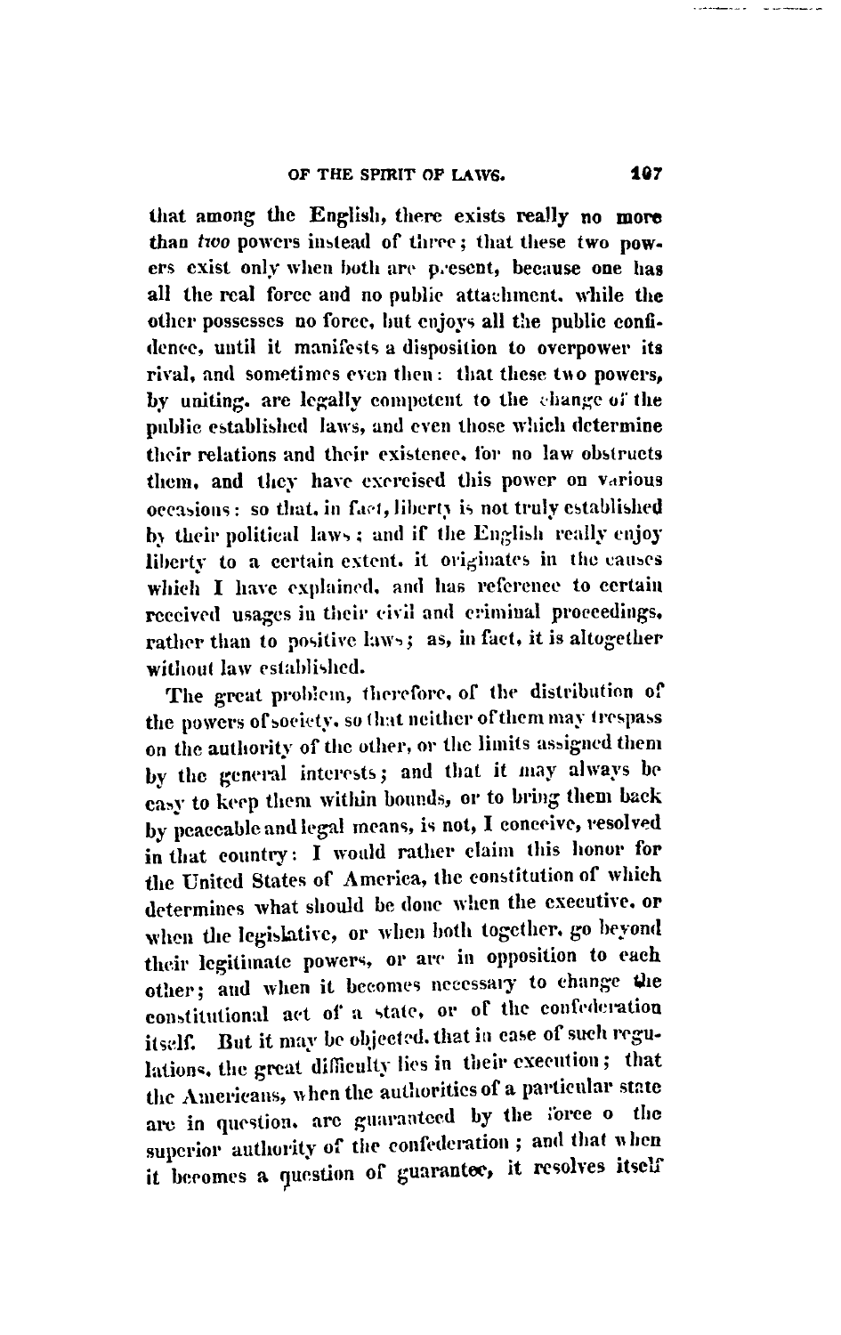that among the English, there exists really no more than *two* powers instead of three; that these two powers exist only when both are present, because one has all the real force and no public attachment, while the other possesses no force, but enjoys all the public confidence, until it manifests a disposition to overpower its rival, and sometimes even then: that these two powers, by uniting, are legally competent to the change of the public established laws, and even those which determine their relations and their existence, for no law obstructs them, and they have exercised this power on various occasions: so that, in fact, liberty is not truly established by their political laws; and if the English really enjoy liberty to a certain extent, it originates in the causes which I have explained, and has reference to certain received usages in their civil and criminal proceedings, rather than to positive laws; as, in fact, it is altogether without law established.

The great problem, therefore, of the distribution of the powers of society, so that neither of them may trespass on the authority of the other, or the limits assigned them by the general interests; and that it may always be easy to keep them within bounds, or to bring them back by peaceable and legal means, is not, I conceive, resolved in that country: I would rather claim this honor for the United States of America, the constitution of which determines what should be done when the executive, or when the legislative, or when both together, go beyond their legitimate powers, or are in opposition to each other; and when it becomes necessary to change the constitutional act of a state, or of the confederation itself. But it may be objected, that in case of such regulations, the great difficulty lies in their execution; that the Americans, when the authorities of a particular state are in question, are guaranteed by the force o the superior authority of the confederation; and that when it becomes a question of guarantee, it resolves itself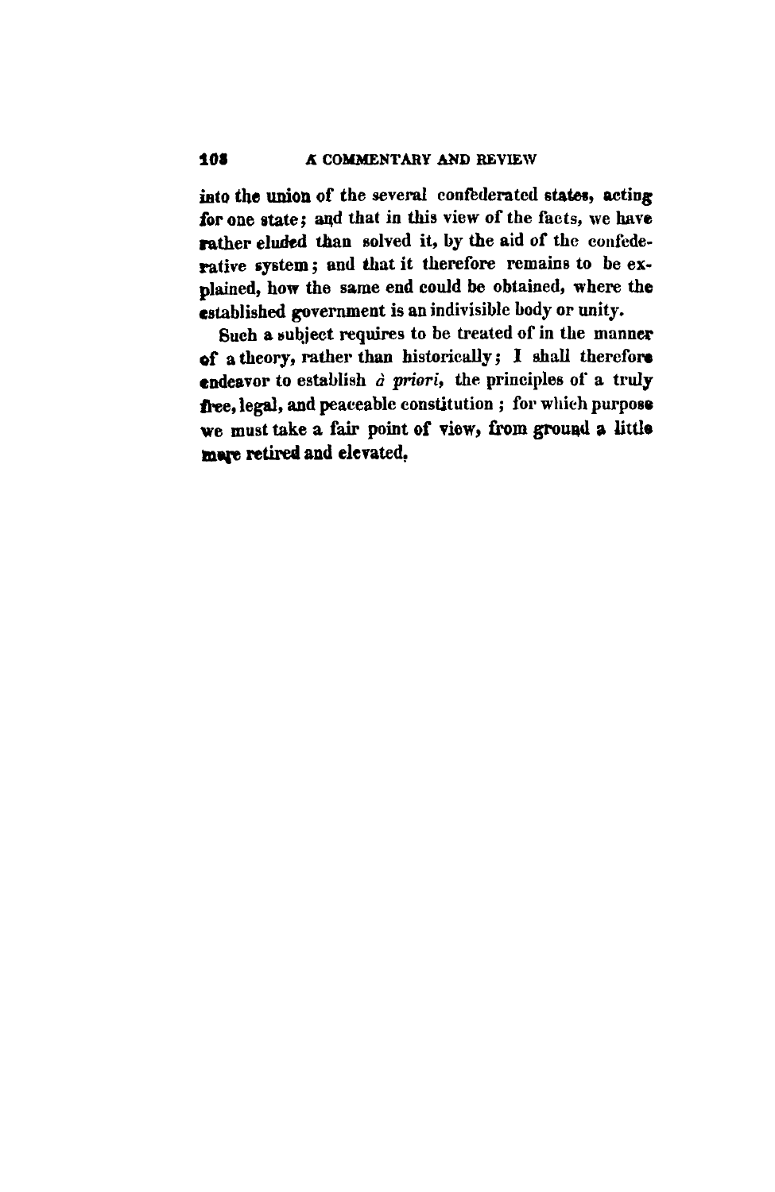into the union of the several confederated states, acting for one state; and that in this view of the facts, we have rather eluded than solved it, by the aid of the confederative system; and that it therefore remains to be explained, how the same end could be obtained, where the established government is an indivisible body or unity.

Such a subject requires to be treated of in the manner of a theory, rather than historically; I shall therefore endeavor to establish *à priori*, the principles of a truly free, legal, and peaceable constitution; for which purpose we must take a fair point of view, from ground a little more retired and elevated.